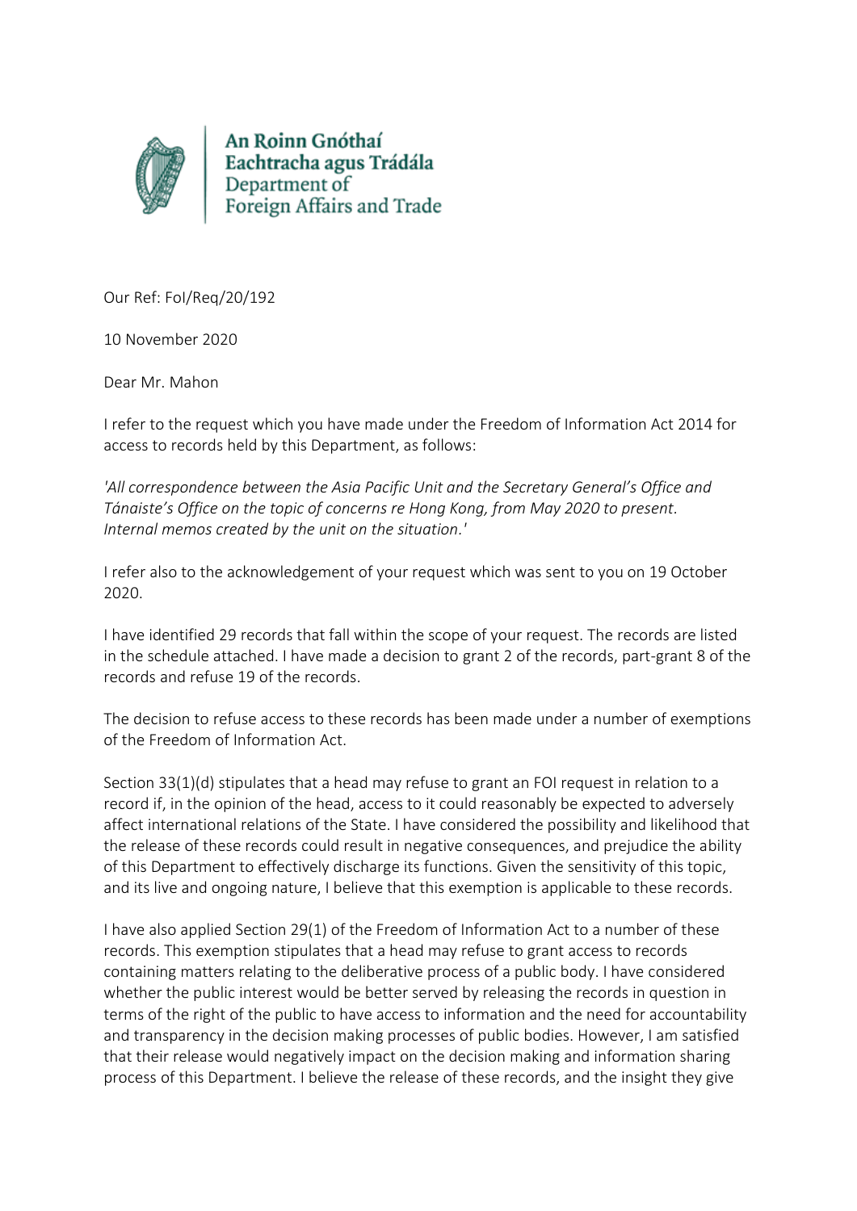An Roinn Gnóthaí
Eachtracha agus Trádála
Department of
Foreign Affairs and Trade

Our Ref: FoI/Req/20/192

10 November 2020

Dear Mr. Mahon

I refer to the request which you have made under the Freedom of Information Act 2014 for access to records held by this Department, as follows:

*'All correspondence between the Asia Pacific Unit and the Secretary General's Office and Tánaiste's Office on the topic of concerns re Hong Kong, from May 2020 to present. Internal memos created by the unit on the situation.'*

I refer also to the acknowledgement of your request which was sent to you on 19 October 2020.

I have identified 29 records that fall within the scope of your request. The records are listed in the schedule attached. I have made a decision to grant 2 of the records, part-grant 8 of the records and refuse 19 of the records.

The decision to refuse access to these records has been made under a number of exemptions of the Freedom of Information Act.

Section 33(1)(d) stipulates that a head may refuse to grant an FOI request in relation to a record if, in the opinion of the head, access to it could reasonably be expected to adversely affect international relations of the State. I have considered the possibility and likelihood that the release of these records could result in negative consequences, and prejudice the ability of this Department to effectively discharge its functions. Given the sensitivity of this topic, and its live and ongoing nature, I believe that this exemption is applicable to these records.

I have also applied Section 29(1) of the Freedom of Information Act to a number of these records. This exemption stipulates that a head may refuse to grant access to records containing matters relating to the deliberative process of a public body. I have considered whether the public interest would be better served by releasing the records in question in terms of the right of the public to have access to information and the need for accountability and transparency in the decision making processes of public bodies. However, I am satisfied that their release would negatively impact on the decision making and information sharing process of this Department. I believe the release of these records, and the insight they give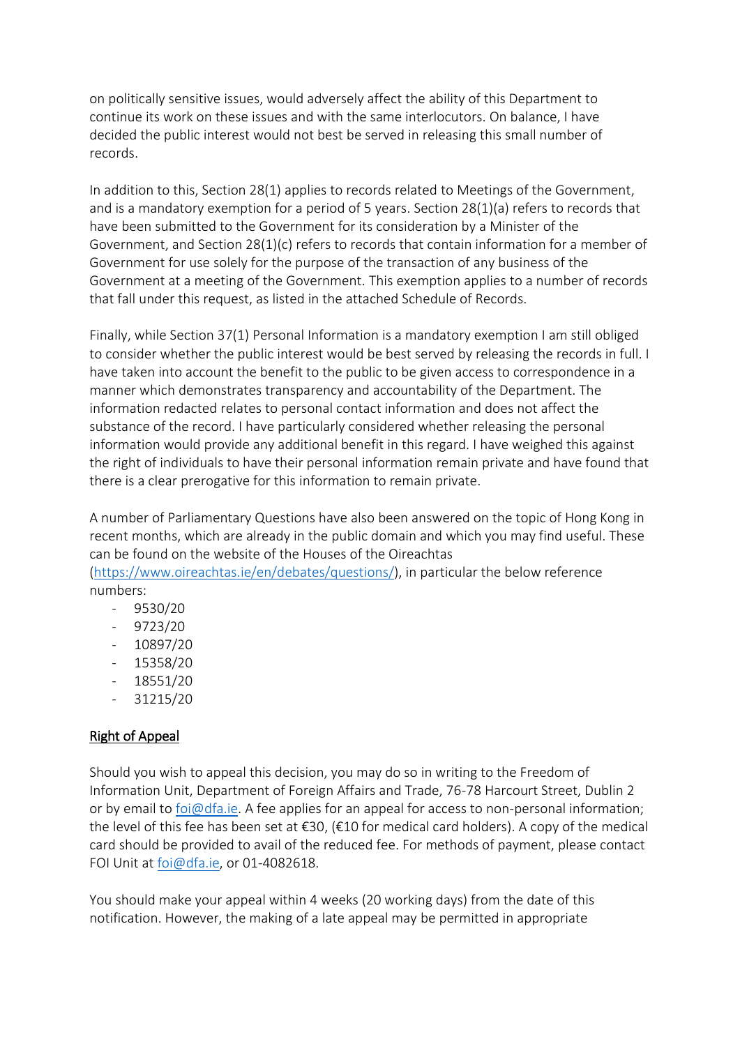on politically sensitive issues, would adversely affect the ability of this Department to continue its work on these issues and with the same interlocutors. On balance, I have decided the public interest would not best be served in releasing this small number of records.

In addition to this, Section 28(1) applies to records related to Meetings of the Government, and is a mandatory exemption for a period of 5 years. Section 28(1)(a) refers to records that have been submitted to the Government for its consideration by a Minister of the Government, and Section 28(1)(c) refers to records that contain information for a member of Government for use solely for the purpose of the transaction of any business of the Government at a meeting of the Government. This exemption applies to a number of records that fall under this request, as listed in the attached Schedule of Records.

Finally, while Section 37(1) Personal Information is a mandatory exemption I am still obliged to consider whether the public interest would be best served by releasing the records in full. I have taken into account the benefit to the public to be given access to correspondence in a manner which demonstrates transparency and accountability of the Department. The information redacted relates to personal contact information and does not affect the substance of the record. I have particularly considered whether releasing the personal information would provide any additional benefit in this regard. I have weighed this against the right of individuals to have their personal information remain private and have found that there is a clear prerogative for this information to remain private.

A number of Parliamentary Questions have also been answered on the topic of Hong Kong in recent months, which are already in the public domain and which you may find useful. These can be found on the website of the Houses of the Oireachtas (https://www.oireachtas.ie/en/debates/questions/), in particular the below reference numbers:

- 9530/20
- 9723/20
- 10897/20
- 15358/20
- 18551/20
- 31215/20

<u>Right of Appeal</u>

Should you wish to appeal this decision, you may do so in writing to the Freedom of Information Unit, Department of Foreign Affairs and Trade, 76-78 Harcourt Street, Dublin 2 or by email to foi@dfa.ie. A fee applies for an appeal for access to non-personal information; the level of this fee has been set at €30, (€10 for medical card holders). A copy of the medical card should be provided to avail of the reduced fee. For methods of payment, please contact FOI Unit at foi@dfa.ie, or 01-4082618.

You should make your appeal within 4 weeks (20 working days) from the date of this notification. However, the making of a late appeal may be permitted in appropriate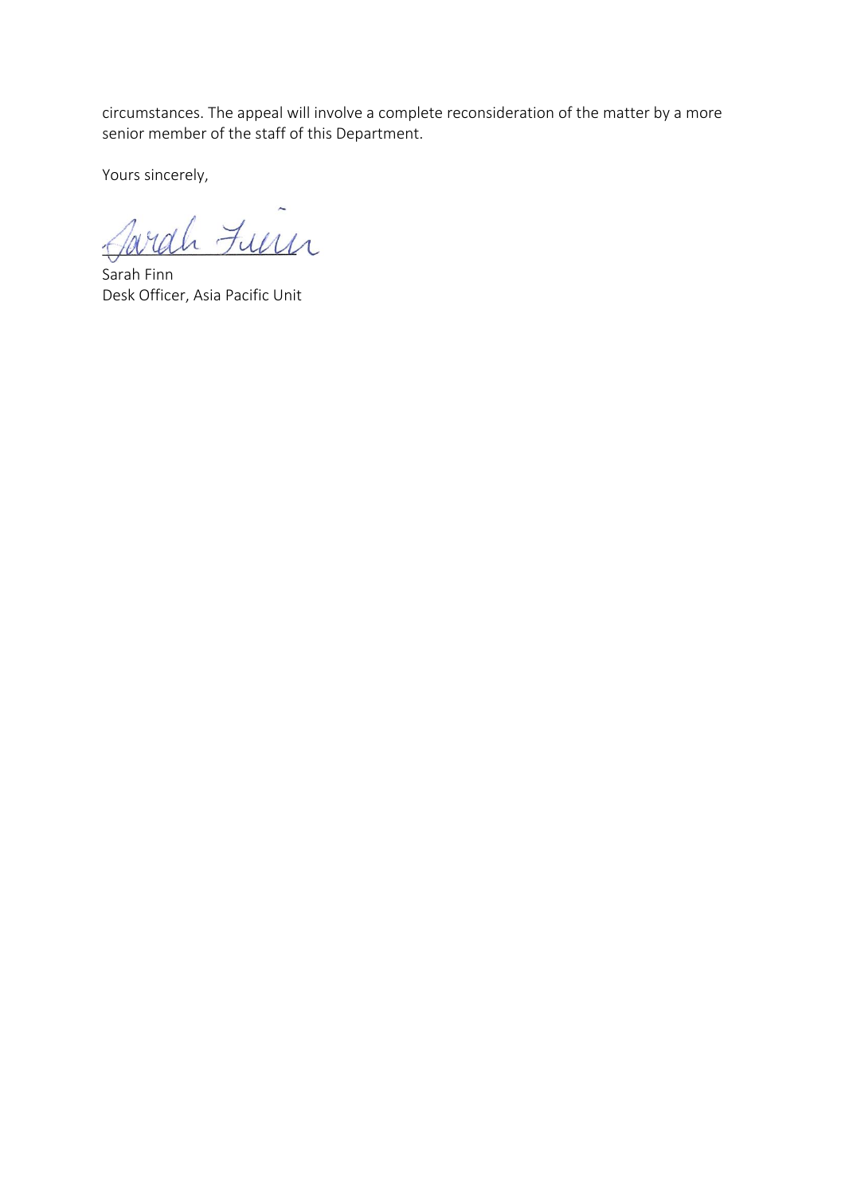circumstances. The appeal will involve a complete reconsideration of the matter by a more senior member of the staff of this Department.

Yours sincerely,

Sarah Finn

Sarah Finn
Desk Officer, Asia Pacific Unit